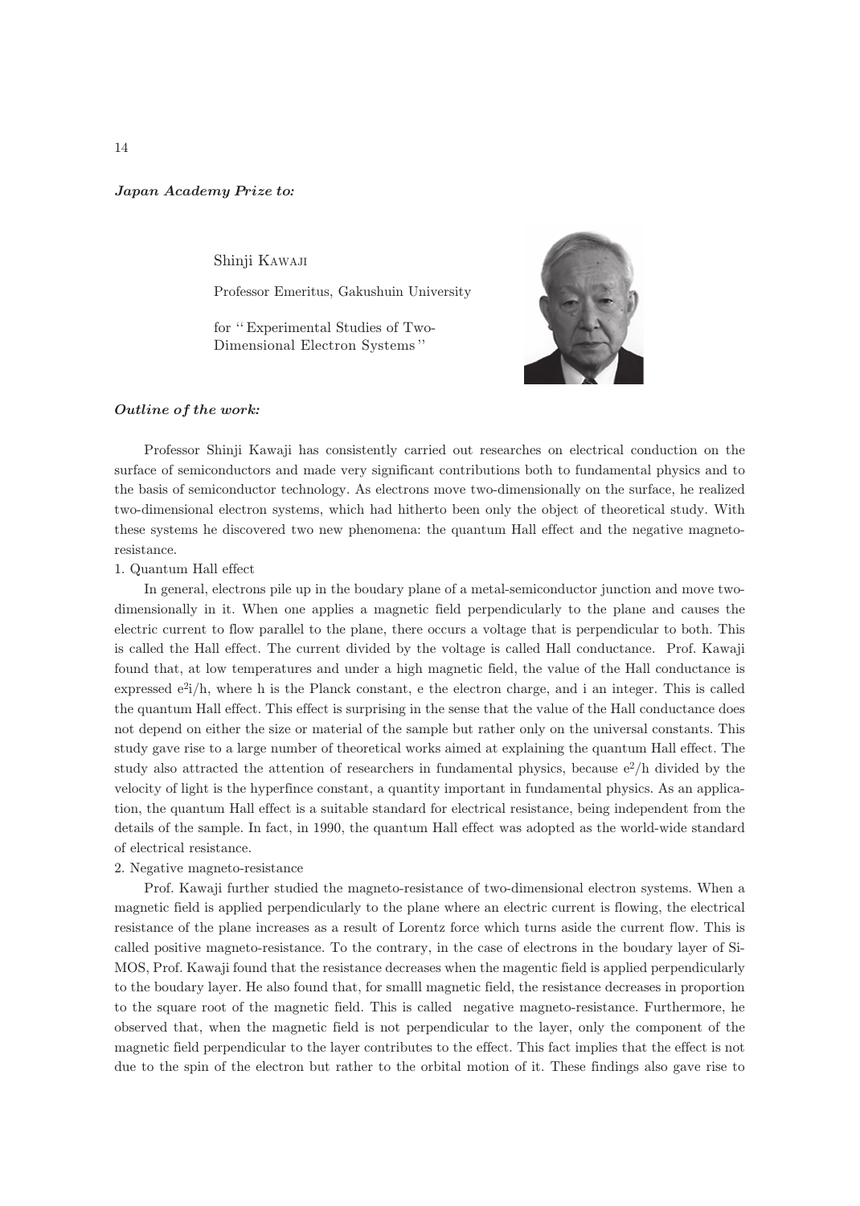*Japan Academy Prize to:*

Shinji KAWAJI

Professor Emeritus, Gakushuin University

for ''Experimental Studies of Two-Dimensional Electron Systems''

***Outline of the work:***

Professor Shinji Kawaji has consistently carried out researches on electrical conduction on the surface of semiconductors and made very significant contributions both to fundamental physics and to the basis of semiconductor technology. As electrons move two-dimensionally on the surface, he realized two-dimensional electron systems, which had hitherto been only the object of theoretical study. With these systems he discovered two new phenomena: the quantum Hall effect and the negative magneto-resistance.

1. Quantum Hall effect

In general, electrons pile up in the boudary plane of a metal-semiconductor junction and move two-dimensionally in it. When one applies a magnetic field perpendicularly to the plane and causes the electric current to flow parallel to the plane, there occurs a voltage that is perpendicular to both. This is called the Hall effect. The current divided by the voltage is called Hall conductance. Prof. Kawaji found that, at low temperatures and under a high magnetic field, the value of the Hall conductance is expressed $e^2i/h$, where h is the Planck constant, e the electron charge, and i an integer. This is called the quantum Hall effect. This effect is surprising in the sense that the value of the Hall conductance does not depend on either the size or material of the sample but rather only on the universal constants. This study gave rise to a large number of theoretical works aimed at explaining the quantum Hall effect. The study also attracted the attention of researchers in fundamental physics, because $e^2/h$ divided by the velocity of light is the hyperfince constant, a quantity important in fundamental physics. As an application, the quantum Hall effect is a suitable standard for electrical resistance, being independent from the details of the sample. In fact, in 1990, the quantum Hall effect was adopted as the world-wide standard of electrical resistance.

2. Negative magneto-resistance

Prof. Kawaji further studied the magneto-resistance of two-dimensional electron systems. When a magnetic field is applied perpendicularly to the plane where an electric current is flowing, the electrical resistance of the plane increases as a result of Lorentz force which turns aside the current flow. This is called positive magneto-resistance. To the contrary, in the case of electrons in the boudary layer of Si-MOS, Prof. Kawaji found that the resistance decreases when the magentic field is applied perpendicularly to the boudary layer. He also found that, for smalll magnetic field, the resistance decreases in proportion to the square root of the magnetic field. This is called negative magneto-resistance. Furthermore, he observed that, when the magnetic field is not perpendicular to the layer, only the component of the magnetic field perpendicular to the layer contributes to the effect. This fact implies that the effect is not due to the spin of the electron but rather to the orbital motion of it. These findings also gave rise to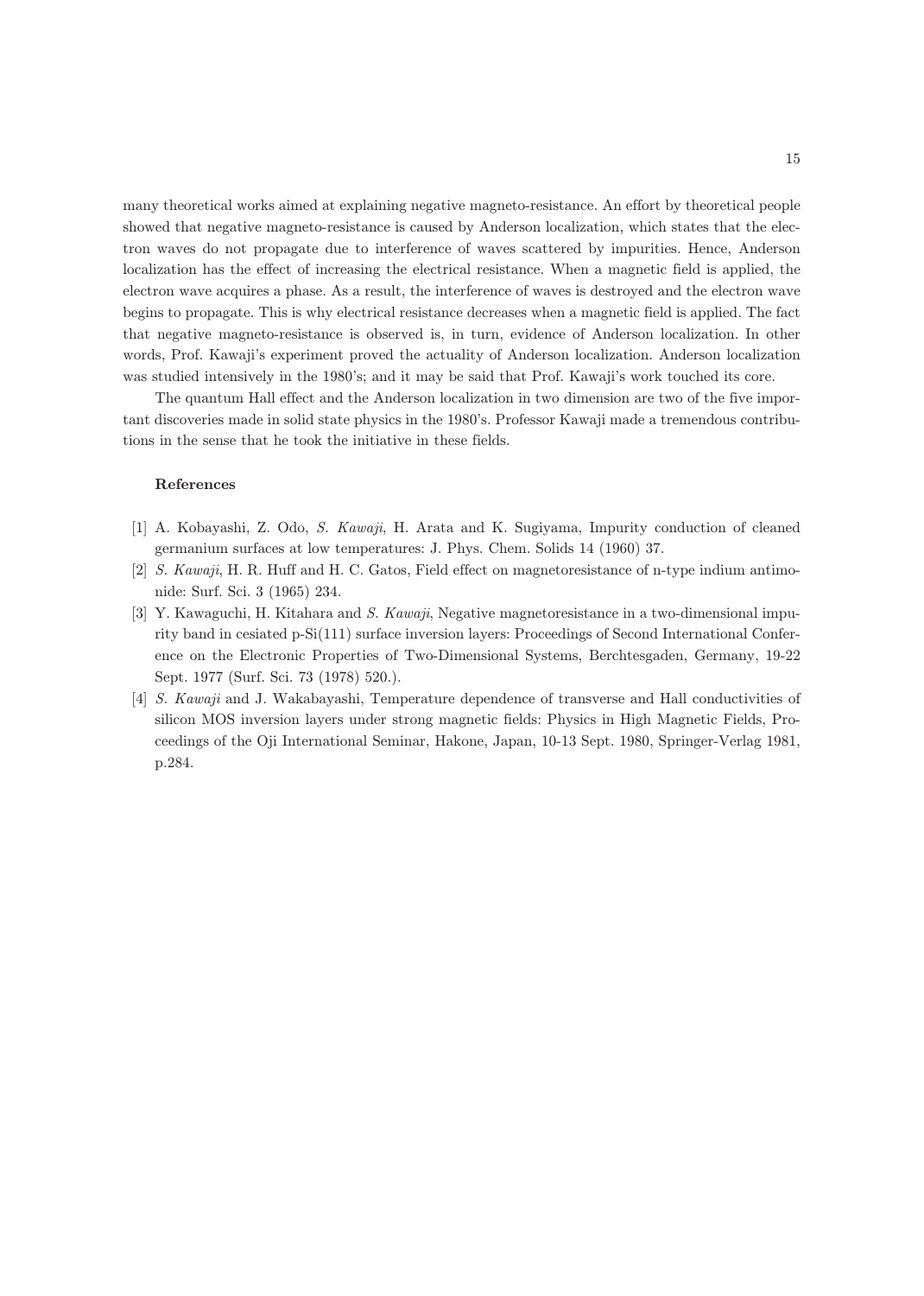many theoretical works aimed at explaining negative magneto-resistance. An effort by theoretical people showed that negative magneto-resistance is caused by Anderson localization, which states that the electron waves do not propagate due to interference of waves scattered by impurities. Hence, Anderson localization has the effect of increasing the electrical resistance. When a magnetic field is applied, the electron wave acquires a phase. As a result, the interference of waves is destroyed and the electron wave begins to propagate. This is why electrical resistance decreases when a magnetic field is applied. The fact that negative magneto-resistance is observed is, in turn, evidence of Anderson localization. In other words, Prof. Kawaji's experiment proved the actuality of Anderson localization. Anderson localization was studied intensively in the 1980's; and it may be said that Prof. Kawaji's work touched its core.

The quantum Hall effect and the Anderson localization in two dimension are two of the five important discoveries made in solid state physics in the 1980's. Professor Kawaji made a tremendous contributions in the sense that he took the initiative in these fields.

#### References

[1] A. Kobayashi, Z. Odo, *S. Kawaji*, H. Arata and K. Sugiyama, Impurity conduction of cleaned germanium surfaces at low temperatures: J. Phys. Chem. Solids 14 (1960) 37.

[2] *S. Kawaji*, H. R. Huff and H. C. Gatos, Field effect on magnetoresistance of n-type indium antimonide: Surf. Sci. 3 (1965) 234.

[3] Y. Kawaguchi, H. Kitahara and *S. Kawaji*, Negative magnetoresistance in a two-dimensional impurity band in cesiated p-Si(111) surface inversion layers: Proceedings of Second International Conference on the Electronic Properties of Two-Dimensional Systems, Berchtesgaden, Germany, 19-22 Sept. 1977 (Surf. Sci. 73 (1978) 520.).

[4] *S. Kawaji* and J. Wakabayashi, Temperature dependence of transverse and Hall conductivities of silicon MOS inversion layers under strong magnetic fields: Physics in High Magnetic Fields, Proceedings of the Oji International Seminar, Hakone, Japan, 10-13 Sept. 1980, Springer-Verlag 1981, p.284.